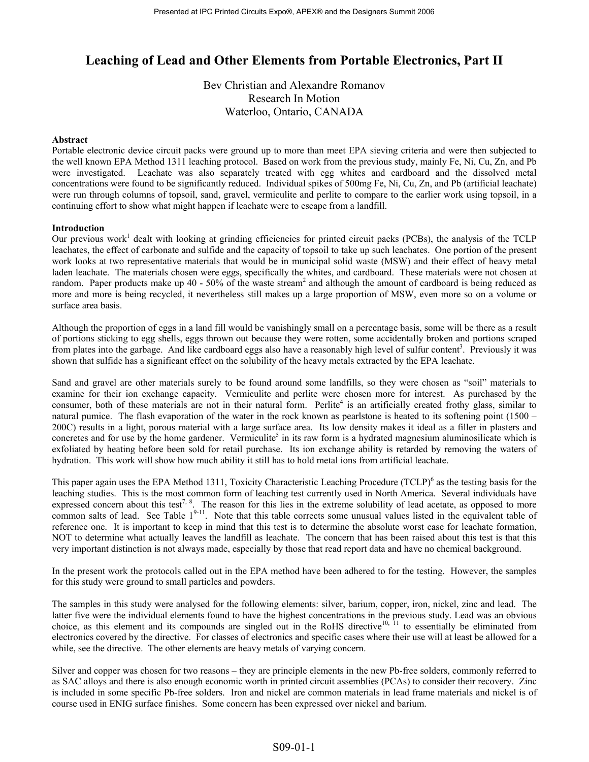# Leaching of Lead and Other Elements from Portable Electronics, Part II

Bev Christian and Alexandre Romanov
Research In Motion
Waterloo, Ontario, CANADA

**Abstract**

Portable electronic device circuit packs were ground up to more than meet EPA sieving criteria and were then subjected to the well known EPA Method 1311 leaching protocol. Based on work from the previous study, mainly Fe, Ni, Cu, Zn, and Pb were investigated. Leachate was also separately treated with egg whites and cardboard and the dissolved metal concentrations were found to be significantly reduced. Individual spikes of 500mg Fe, Ni, Cu, Zn, and Pb (artificial leachate) were run through columns of topsoil, sand, gravel, vermiculite and perlite to compare to the earlier work using topsoil, in a continuing effort to show what might happen if leachate were to escape from a landfill.

**Introduction**

Our previous work[1] dealt with looking at grinding efficiencies for printed circuit packs (PCBs), the analysis of the TCLP leachates, the effect of carbonate and sulfide and the capacity of topsoil to take up such leachates. One portion of the present work looks at two representative materials that would be in municipal solid waste (MSW) and their effect of heavy metal laden leachate. The materials chosen were eggs, specifically the whites, and cardboard. These materials were not chosen at random. Paper products make up 40 - 50% of the waste stream[2] and although the amount of cardboard is being reduced as more and more is being recycled, it nevertheless still makes up a large proportion of MSW, even more so on a volume or surface area basis.

Although the proportion of eggs in a land fill would be vanishingly small on a percentage basis, some will be there as a result of portions sticking to egg shells, eggs thrown out because they were rotten, some accidentally broken and portions scraped from plates into the garbage. And like cardboard eggs also have a reasonably high level of sulfur content[3]. Previously it was shown that sulfide has a significant effect on the solubility of the heavy metals extracted by the EPA leachate.

Sand and gravel are other materials surely to be found around some landfills, so they were chosen as "soil" materials to examine for their ion exchange capacity. Vermiculite and perlite were chosen more for interest. As purchased by the consumer, both of these materials are not in their natural form. Perlite[4] is an artificially created frothy glass, similar to natural pumice. The flash evaporation of the water in the rock known as pearlstone is heated to its softening point (1500 – 200C) results in a light, porous material with a large surface area. Its low density makes it ideal as a filler in plasters and concretes and for use by the home gardener. Vermiculite[5] in its raw form is a hydrated magnesium aluminosilicate which is exfoliated by heating before been sold for retail purchase. Its ion exchange ability is retarded by removing the waters of hydration. This work will show how much ability it still has to hold metal ions from artificial leachate.

This paper again uses the EPA Method 1311, Toxicity Characteristic Leaching Procedure (TCLP)[6] as the testing basis for the leaching studies. This is the most common form of leaching test currently used in North America. Several individuals have expressed concern about this test[7, 8]. The reason for this lies in the extreme solubility of lead acetate, as opposed to more common salts of lead. See Table 1[9-11]. Note that this table corrects some unusual values listed in the equivalent table of reference one. It is important to keep in mind that this test is to determine the absolute worst case for leachate formation, NOT to determine what actually leaves the landfill as leachate. The concern that has been raised about this test is that this very important distinction is not always made, especially by those that read report data and have no chemical background.

In the present work the protocols called out in the EPA method have been adhered to for the testing. However, the samples for this study were ground to small particles and powders.

The samples in this study were analysed for the following elements: silver, barium, copper, iron, nickel, zinc and lead. The latter five were the individual elements found to have the highest concentrations in the previous study. Lead was an obvious choice, as this element and its compounds are singled out in the RoHS directive[10, 11] to essentially be eliminated from electronics covered by the directive. For classes of electronics and specific cases where their use will at least be allowed for a while, see the directive. The other elements are heavy metals of varying concern.

Silver and copper was chosen for two reasons – they are principle elements in the new Pb-free solders, commonly referred to as SAC alloys and there is also enough economic worth in printed circuit assemblies (PCAs) to consider their recovery. Zinc is included in some specific Pb-free solders. Iron and nickel are common materials in lead frame materials and nickel is of course used in ENIG surface finishes. Some concern has been expressed over nickel and barium.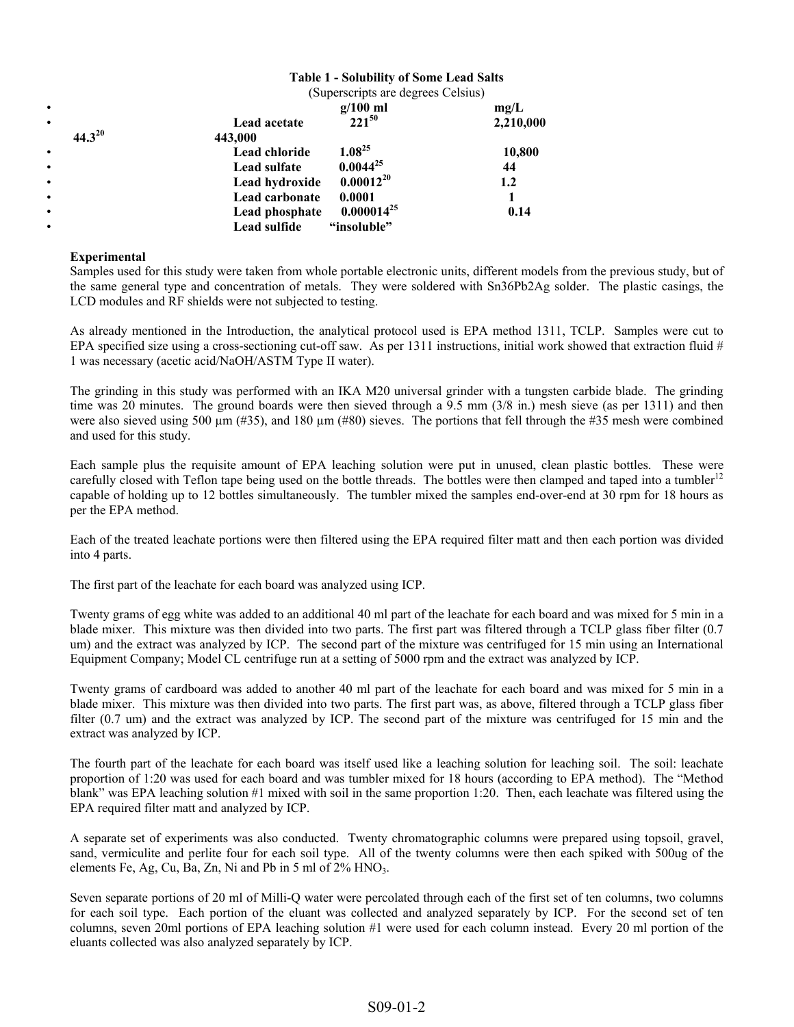**Table 1 - Solubility of Some Lead Salts**
(Superscripts are degrees Celsius)

| | g/100 ml | mg/L |
|---|---|---|
| Lead acetate | $221^{50}$ | 2,210,000 |
| | $44.3^{20}$ | 443,000 |
| Lead chloride | $1.08^{25}$ | 10,800 |
| Lead sulfate | $0.0044^{25}$ | 44 |
| Lead hydroxide | $0.00012^{20}$ | 1.2 |
| Lead carbonate | 0.0001 | 1 |
| Lead phosphate | $0.000014^{25}$ | 0.14 |
| Lead sulfide | "insoluble" | |

**Experimental**

Samples used for this study were taken from whole portable electronic units, different models from the previous study, but of the same general type and concentration of metals. They were soldered with Sn36Pb2Ag solder. The plastic casings, the LCD modules and RF shields were not subjected to testing.

As already mentioned in the Introduction, the analytical protocol used is EPA method 1311, TCLP. Samples were cut to EPA specified size using a cross-sectioning cut-off saw. As per 1311 instructions, initial work showed that extraction fluid # 1 was necessary (acetic acid/NaOH/ASTM Type II water).

The grinding in this study was performed with an IKA M20 universal grinder with a tungsten carbide blade. The grinding time was 20 minutes. The ground boards were then sieved through a 9.5 mm (3/8 in.) mesh sieve (as per 1311) and then were also sieved using 500 µm (#35), and 180 µm (#80) sieves. The portions that fell through the #35 mesh were combined and used for this study.

Each sample plus the requisite amount of EPA leaching solution were put in unused, clean plastic bottles. These were carefully closed with Teflon tape being used on the bottle threads. The bottles were then clamped and taped into a tumbler[12] capable of holding up to 12 bottles simultaneously. The tumbler mixed the samples end-over-end at 30 rpm for 18 hours as per the EPA method.

Each of the treated leachate portions were then filtered using the EPA required filter matt and then each portion was divided into 4 parts.

The first part of the leachate for each board was analyzed using ICP.

Twenty grams of egg white was added to an additional 40 ml part of the leachate for each board and was mixed for 5 min in a blade mixer. This mixture was then divided into two parts. The first part was filtered through a TCLP glass fiber filter (0.7 um) and the extract was analyzed by ICP. The second part of the mixture was centrifuged for 15 min using an International Equipment Company; Model CL centrifuge run at a setting of 5000 rpm and the extract was analyzed by ICP.

Twenty grams of cardboard was added to another 40 ml part of the leachate for each board and was mixed for 5 min in a blade mixer. This mixture was then divided into two parts. The first part was, as above, filtered through a TCLP glass fiber filter (0.7 um) and the extract was analyzed by ICP. The second part of the mixture was centrifuged for 15 min and the extract was analyzed by ICP.

The fourth part of the leachate for each board was itself used like a leaching solution for leaching soil. The soil: leachate proportion of 1:20 was used for each board and was tumbler mixed for 18 hours (according to EPA method). The "Method blank" was EPA leaching solution #1 mixed with soil in the same proportion 1:20. Then, each leachate was filtered using the EPA required filter matt and analyzed by ICP.

A separate set of experiments was also conducted. Twenty chromatographic columns were prepared using topsoil, gravel, sand, vermiculite and perlite four for each soil type. All of the twenty columns were then each spiked with 500ug of the elements Fe, Ag, Cu, Ba, Zn, Ni and Pb in 5 ml of 2% $HNO_3$.

Seven separate portions of 20 ml of Milli-Q water were percolated through each of the first set of ten columns, two columns for each soil type. Each portion of the eluant was collected and analyzed separately by ICP. For the second set of ten columns, seven 20ml portions of EPA leaching solution #1 were used for each column instead. Every 20 ml portion of the eluants collected was also analyzed separately by ICP.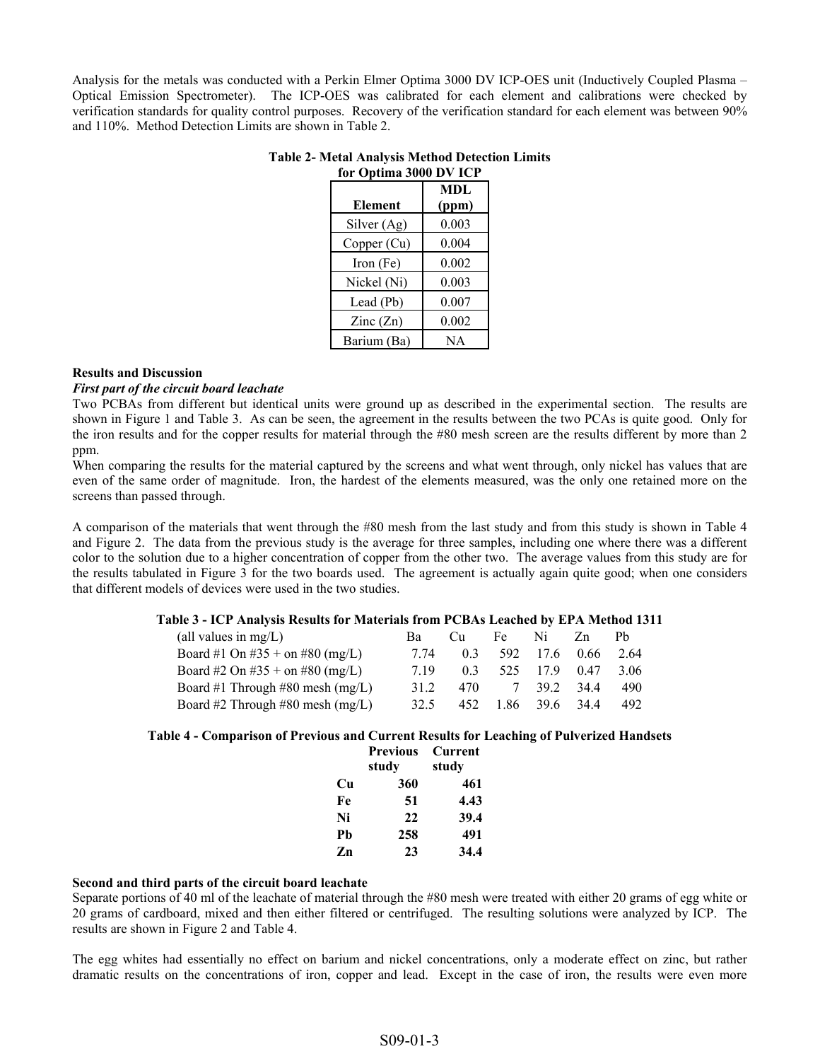Analysis for the metals was conducted with a Perkin Elmer Optima 3000 DV ICP-OES unit (Inductively Coupled Plasma – Optical Emission Spectrometer). The ICP-OES was calibrated for each element and calibrations were checked by verification standards for quality control purposes. Recovery of the verification standard for each element was between 90% and 110%. Method Detection Limits are shown in Table 2.

**Table 2- Metal Analysis Method Detection Limits for Optima 3000 DV ICP**

| Element | MDL (ppm) |
|---|---|
| Silver (Ag) | 0.003 |
| Copper (Cu) | 0.004 |
| Iron (Fe) | 0.002 |
| Nickel (Ni) | 0.003 |
| Lead (Pb) | 0.007 |
| Zinc (Zn) | 0.002 |
| Barium (Ba) | NA |

**Results and Discussion**

***First part of the circuit board leachate***

Two PCBAs from different but identical units were ground up as described in the experimental section. The results are shown in Figure 1 and Table 3. As can be seen, the agreement in the results between the two PCAs is quite good. Only for the iron results and for the copper results for material through the #80 mesh screen are the results different by more than 2 ppm.

When comparing the results for the material captured by the screens and what went through, only nickel has values that are even of the same order of magnitude. Iron, the hardest of the elements measured, was the only one retained more on the screens than passed through.

A comparison of the materials that went through the #80 mesh from the last study and from this study is shown in Table 4 and Figure 2. The data from the previous study is the average for three samples, including one where there was a different color to the solution due to a higher concentration of copper from the other two. The average values from this study are for the results tabulated in Figure 3 for the two boards used. The agreement is actually again quite good; when one considers that different models of devices were used in the two studies.

**Table 3 - ICP Analysis Results for Materials from PCBAs Leached by EPA Method 1311**

| (all values in mg/L) | Ba | Cu | Fe | Ni | Zn | Pb |
|---|---|---|---|---|---|---|
| Board #1 On #35 + on #80 (mg/L) | 7.74 | 0.3 | 592 | 17.6 | 0.66 | 2.64 |
| Board #2 On #35 + on #80 (mg/L) | 7.19 | 0.3 | 525 | 17.9 | 0.47 | 3.06 |
| Board #1 Through #80 mesh (mg/L) | 31.2 | 470 | 7 | 39.2 | 34.4 | 490 |
| Board #2 Through #80 mesh (mg/L) | 32.5 | 452 | 1.86 | 39.6 | 34.4 | 492 |

**Table 4 - Comparison of Previous and Current Results for Leaching of Pulverized Handsets**

| | Previous study | Current study |
|---|---|---|
| Cu | 360 | 461 |
| Fe | 51 | 4.43 |
| Ni | 22 | 39.4 |
| Pb | 258 | 491 |
| Zn | 23 | 34.4 |

**Second and third parts of the circuit board leachate**

Separate portions of 40 ml of the leachate of material through the #80 mesh were treated with either 20 grams of egg white or 20 grams of cardboard, mixed and then either filtered or centrifuged. The resulting solutions were analyzed by ICP. The results are shown in Figure 2 and Table 4.

The egg whites had essentially no effect on barium and nickel concentrations, only a moderate effect on zinc, but rather dramatic results on the concentrations of iron, copper and lead. Except in the case of iron, the results were even more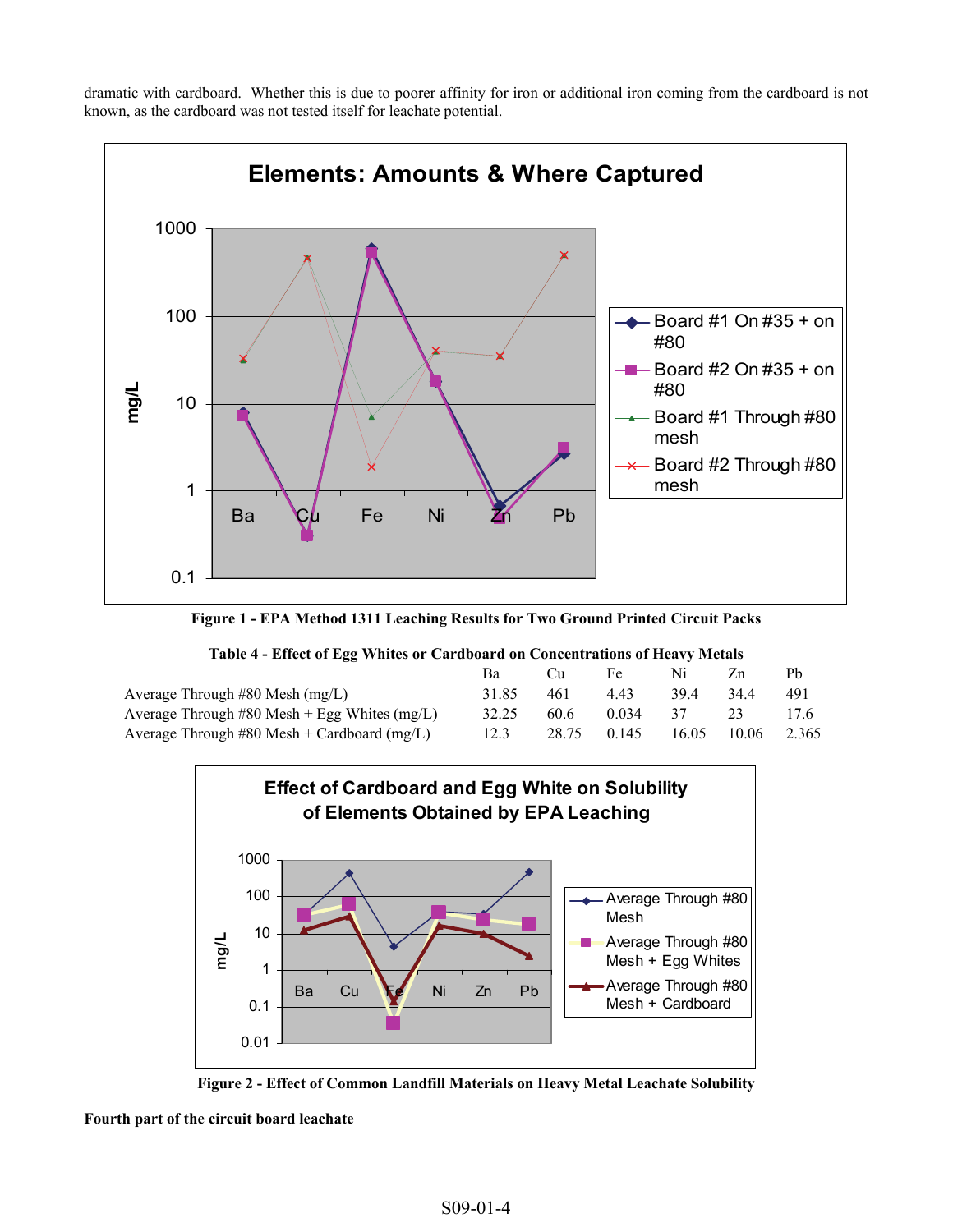dramatic with cardboard. Whether this is due to poorer affinity for iron or additional iron coming from the cardboard is not known, as the cardboard was not tested itself for leachate potential.

Elements: Amounts & Where Captured

1000
100
10
1
0.1
mg/L
Ba Cu Fe Ni Zn Pb

Board #1 On #35 + on #80
Board #2 On #35 + on #80
Board #1 Through #80 mesh
Board #2 Through #80 mesh

**Figure 1 - EPA Method 1311 Leaching Results for Two Ground Printed Circuit Packs**

**Table 4 - Effect of Egg Whites or Cardboard on Concentrations of Heavy Metals**

| | Ba | Cu | Fe | Ni | Zn | Pb |
|---|---|---|---|---|---|---|
| Average Through #80 Mesh (mg/L) | 31.85 | 461 | 4.43 | 39.4 | 34.4 | 491 |
| Average Through #80 Mesh + Egg Whites (mg/L) | 32.25 | 60.6 | 0.034 | 37 | 23 | 17.6 |
| Average Through #80 Mesh + Cardboard (mg/L) | 12.3 | 28.75 | 0.145 | 16.05 | 10.06 | 2.365 |

Effect of Cardboard and Egg White on Solubility of Elements Obtained by EPA Leaching

1000
100
10
1
0.1
0.01
mg/L
Ba Cu Fe Ni Zn Pb

Average Through #80 Mesh
Average Through #80 Mesh + Egg Whites
Average Through #80 Mesh + Cardboard

**Figure 2 - Effect of Common Landfill Materials on Heavy Metal Leachate Solubility**

**Fourth part of the circuit board leachate**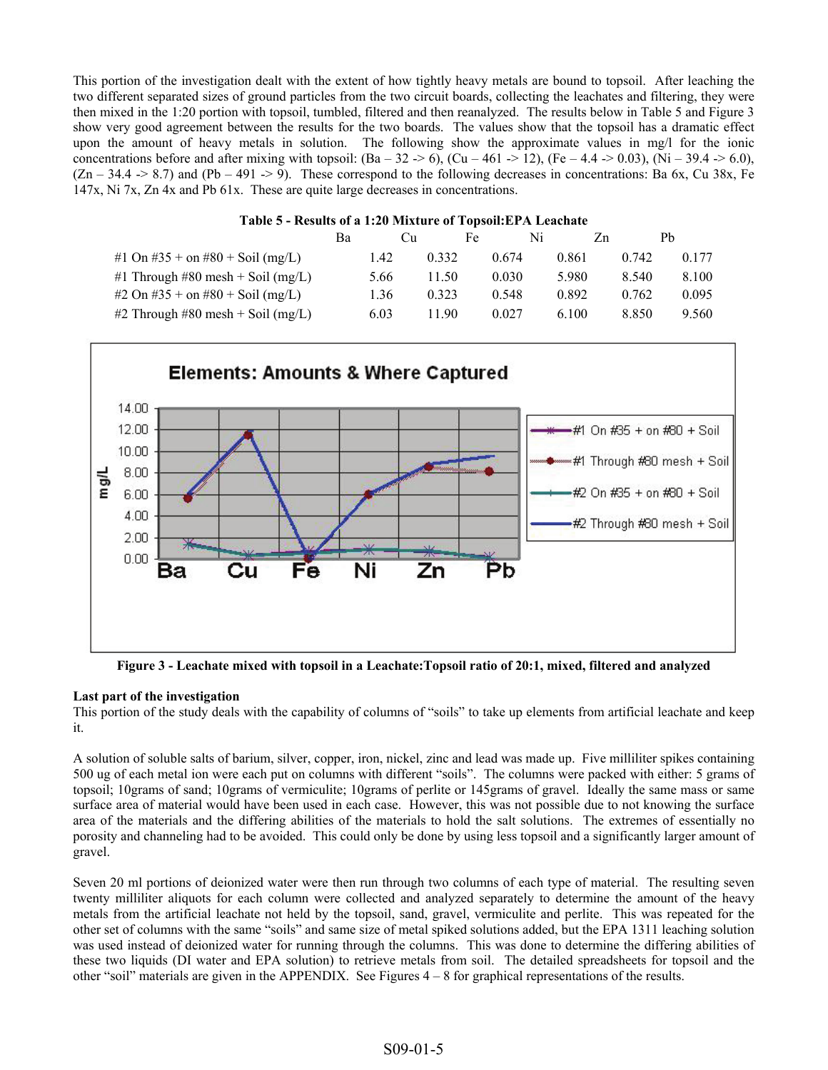This portion of the investigation dealt with the extent of how tightly heavy metals are bound to topsoil. After leaching the two different separated sizes of ground particles from the two circuit boards, collecting the leachates and filtering, they were then mixed in the 1:20 portion with topsoil, tumbled, filtered and then reanalyzed. The results below in Table 5 and Figure 3 show very good agreement between the results for the two boards. The values show that the topsoil has a dramatic effect upon the amount of heavy metals in solution. The following show the approximate values in mg/l for the ionic concentrations before and after mixing with topsoil: (Ba – 32 -> 6), (Cu – 461 -> 12), (Fe – 4.4 -> 0.03), (Ni – 39.4 -> 6.0), (Zn – 34.4 -> 8.7) and (Pb – 491 -> 9). These correspond to the following decreases in concentrations: Ba 6x, Cu 38x, Fe 147x, Ni 7x, Zn 4x and Pb 61x. These are quite large decreases in concentrations.

**Table 5 - Results of a 1:20 Mixture of Topsoil:EPA Leachate**

| | Ba | Cu | Fe | Ni | Zn | Pb |
|---|---|---|---|---|---|---|
| #1 On #35 + on #80 + Soil (mg/L) | 1.42 | 0.332 | 0.674 | 0.861 | 0.742 | 0.177 |
| #1 Through #80 mesh + Soil (mg/L) | 5.66 | 11.50 | 0.030 | 5.980 | 8.540 | 8.100 |
| #2 On #35 + on #80 + Soil (mg/L) | 1.36 | 0.323 | 0.548 | 0.892 | 0.762 | 0.095 |
| #2 Through #80 mesh + Soil (mg/L) | 6.03 | 11.90 | 0.027 | 6.100 | 8.850 | 9.560 |

Elements: Amounts & Where Captured

mg/L

14.00
12.00
10.00
8.00
6.00
4.00
2.00
0.00

Ba Cu Fe Ni Zn Pb

#1 On #35 + on #80 + Soil
#1 Through #80 mesh + Soil
#2 On #35 + on #80 + Soil
#2 Through #80 mesh + Soil

**Figure 3 - Leachate mixed with topsoil in a Leachate:Topsoil ratio of 20:1, mixed, filtered and analyzed**

**Last part of the investigation**

This portion of the study deals with the capability of columns of "soils" to take up elements from artificial leachate and keep it.

A solution of soluble salts of barium, silver, copper, iron, nickel, zinc and lead was made up. Five milliliter spikes containing 500 ug of each metal ion were each put on columns with different "soils". The columns were packed with either: 5 grams of topsoil; 10grams of sand; 10grams of vermiculite; 10grams of perlite or 145grams of gravel. Ideally the same mass or same surface area of material would have been used in each case. However, this was not possible due to not knowing the surface area of the materials and the differing abilities of the materials to hold the salt solutions. The extremes of essentially no porosity and channeling had to be avoided. This could only be done by using less topsoil and a significantly larger amount of gravel.

Seven 20 ml portions of deionized water were then run through two columns of each type of material. The resulting seven twenty milliliter aliquots for each column were collected and analyzed separately to determine the amount of the heavy metals from the artificial leachate not held by the topsoil, sand, gravel, vermiculite and perlite. This was repeated for the other set of columns with the same "soils" and same size of metal spiked solutions added, but the EPA 1311 leaching solution was used instead of deionized water for running through the columns. This was done to determine the differing abilities of these two liquids (DI water and EPA solution) to retrieve metals from soil. The detailed spreadsheets for topsoil and the other "soil" materials are given in the APPENDIX. See Figures 4 – 8 for graphical representations of the results.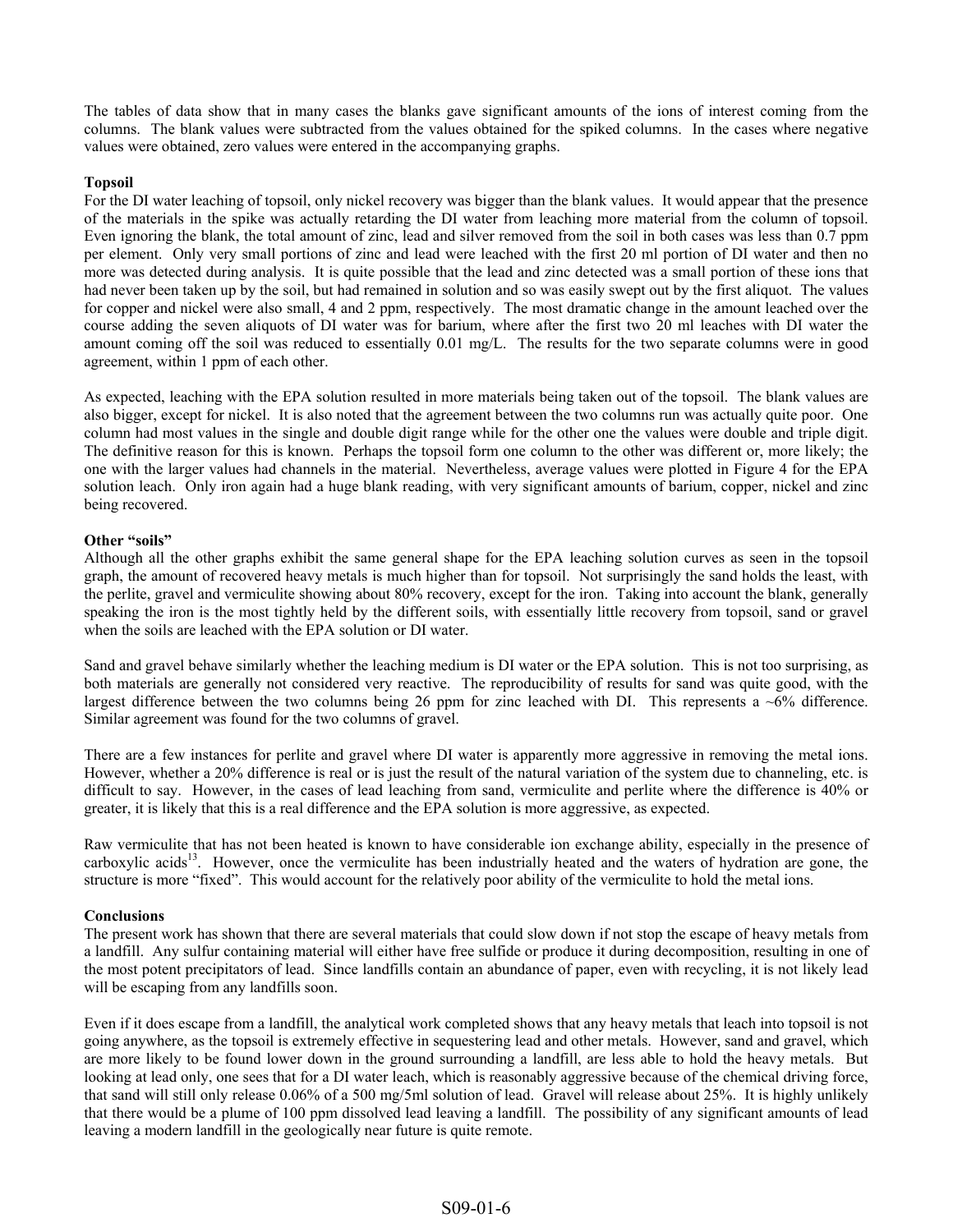The tables of data show that in many cases the blanks gave significant amounts of the ions of interest coming from the columns. The blank values were subtracted from the values obtained for the spiked columns. In the cases where negative values were obtained, zero values were entered in the accompanying graphs.

**Topsoil**

For the DI water leaching of topsoil, only nickel recovery was bigger than the blank values. It would appear that the presence of the materials in the spike was actually retarding the DI water from leaching more material from the column of topsoil. Even ignoring the blank, the total amount of zinc, lead and silver removed from the soil in both cases was less than 0.7 ppm per element. Only very small portions of zinc and lead were leached with the first 20 ml portion of DI water and then no more was detected during analysis. It is quite possible that the lead and zinc detected was a small portion of these ions that had never been taken up by the soil, but had remained in solution and so was easily swept out by the first aliquot. The values for copper and nickel were also small, 4 and 2 ppm, respectively. The most dramatic change in the amount leached over the course adding the seven aliquots of DI water was for barium, where after the first two 20 ml leaches with DI water the amount coming off the soil was reduced to essentially 0.01 mg/L. The results for the two separate columns were in good agreement, within 1 ppm of each other.

As expected, leaching with the EPA solution resulted in more materials being taken out of the topsoil. The blank values are also bigger, except for nickel. It is also noted that the agreement between the two columns run was actually quite poor. One column had most values in the single and double digit range while for the other one the values were double and triple digit. The definitive reason for this is known. Perhaps the topsoil form one column to the other was different or, more likely; the one with the larger values had channels in the material. Nevertheless, average values were plotted in Figure 4 for the EPA solution leach. Only iron again had a huge blank reading, with very significant amounts of barium, copper, nickel and zinc being recovered.

**Other "soils"**

Although all the other graphs exhibit the same general shape for the EPA leaching solution curves as seen in the topsoil graph, the amount of recovered heavy metals is much higher than for topsoil. Not surprisingly the sand holds the least, with the perlite, gravel and vermiculite showing about 80% recovery, except for the iron. Taking into account the blank, generally speaking the iron is the most tightly held by the different soils, with essentially little recovery from topsoil, sand or gravel when the soils are leached with the EPA solution or DI water.

Sand and gravel behave similarly whether the leaching medium is DI water or the EPA solution. This is not too surprising, as both materials are generally not considered very reactive. The reproducibility of results for sand was quite good, with the largest difference between the two columns being 26 ppm for zinc leached with DI. This represents a ~6% difference. Similar agreement was found for the two columns of gravel.

There are a few instances for perlite and gravel where DI water is apparently more aggressive in removing the metal ions. However, whether a 20% difference is real or is just the result of the natural variation of the system due to channeling, etc. is difficult to say. However, in the cases of lead leaching from sand, vermiculite and perlite where the difference is 40% or greater, it is likely that this is a real difference and the EPA solution is more aggressive, as expected.

Raw vermiculite that has not been heated is known to have considerable ion exchange ability, especially in the presence of carboxylic acids[13]. However, once the vermiculite has been industrially heated and the waters of hydration are gone, the structure is more "fixed". This would account for the relatively poor ability of the vermiculite to hold the metal ions.

**Conclusions**

The present work has shown that there are several materials that could slow down if not stop the escape of heavy metals from a landfill. Any sulfur containing material will either have free sulfide or produce it during decomposition, resulting in one of the most potent precipitators of lead. Since landfills contain an abundance of paper, even with recycling, it is not likely lead will be escaping from any landfills soon.

Even if it does escape from a landfill, the analytical work completed shows that any heavy metals that leach into topsoil is not going anywhere, as the topsoil is extremely effective in sequestering lead and other metals. However, sand and gravel, which are more likely to be found lower down in the ground surrounding a landfill, are less able to hold the heavy metals. But looking at lead only, one sees that for a DI water leach, which is reasonably aggressive because of the chemical driving force, that sand will still only release 0.06% of a 500 mg/5ml solution of lead. Gravel will release about 25%. It is highly unlikely that there would be a plume of 100 ppm dissolved lead leaving a landfill. The possibility of any significant amounts of lead leaving a modern landfill in the geologically near future is quite remote.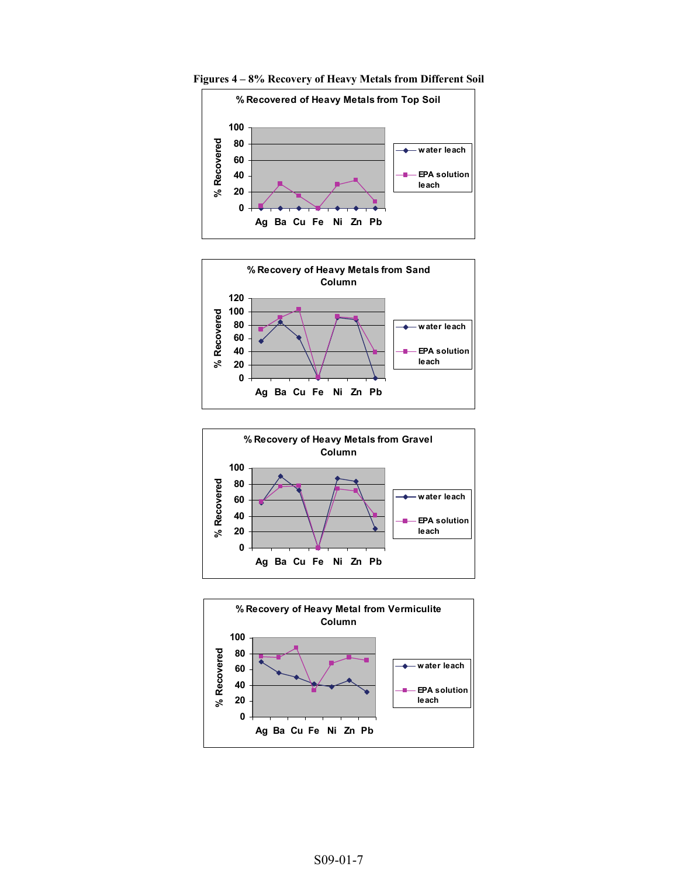**Figures 4 – 8% Recovery of Heavy Metals from Different Soil**

% Recovered of Heavy Metals from Top Soil

% Recovered

100
80
60
40
20
0

Ag Ba Cu Fe Ni Zn Pb

water leach
EPA solution leach

% Recovery of Heavy Metals from Sand Column

% Recovered

120
100
80
60
40
20
0

Ag Ba Cu Fe Ni Zn Pb

water leach
EPA solution leach

% Recovery of Heavy Metals from Gravel Column

% Recovered

100
80
60
40
20
0

Ag Ba Cu Fe Ni Zn Pb

water leach
EPA solution leach

% Recovery of Heavy Metal from Vermiculite Column

% Recovered

100
80
60
40
20
0

Ag Ba Cu Fe Ni Zn Pb

water leach
EPA solution leach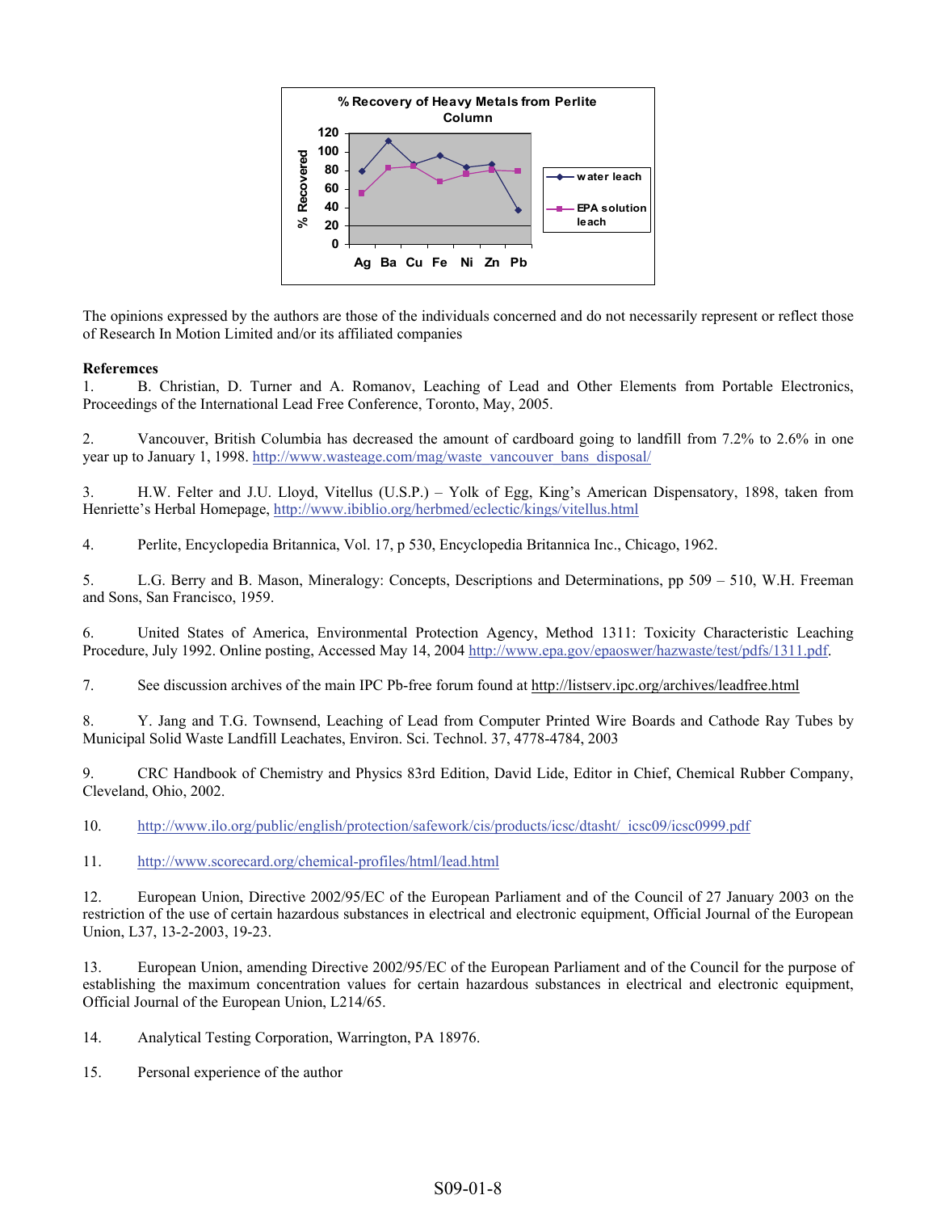% Recovery of Heavy Metals from Perlite Column

% Recovered

120
100
80
60
40
20
0

Ag Ba Cu Fe Ni Zn Pb

water leach

EPA solution leach

The opinions expressed by the authors are those of the individuals concerned and do not necessarily represent or reflect those of Research In Motion Limited and/or its affiliated companies

**Referemces**

1. B. Christian, D. Turner and A. Romanov, Leaching of Lead and Other Elements from Portable Electronics, Proceedings of the International Lead Free Conference, Toronto, May, 2005.

2. Vancouver, British Columbia has decreased the amount of cardboard going to landfill from 7.2% to 2.6% in one year up to January 1, 1998. http://www.wasteage.com/mag/waste_vancouver_bans_disposal/

3. H.W. Felter and J.U. Lloyd, Vitellus (U.S.P.) – Yolk of Egg, King's American Dispensatory, 1898, taken from Henriette's Herbal Homepage, http://www.ibiblio.org/herbmed/eclectic/kings/vitellus.html

4. Perlite, Encyclopedia Britannica, Vol. 17, p 530, Encyclopedia Britannica Inc., Chicago, 1962.

5. L.G. Berry and B. Mason, Mineralogy: Concepts, Descriptions and Determinations, pp 509 – 510, W.H. Freeman and Sons, San Francisco, 1959.

6. United States of America, Environmental Protection Agency, Method 1311: Toxicity Characteristic Leaching Procedure, July 1992. Online posting, Accessed May 14, 2004 http://www.epa.gov/epaoswer/hazwaste/test/pdfs/1311.pdf.

7. See discussion archives of the main IPC Pb-free forum found at http://listserv.ipc.org/archives/leadfree.html

8. Y. Jang and T.G. Townsend, Leaching of Lead from Computer Printed Wire Boards and Cathode Ray Tubes by Municipal Solid Waste Landfill Leachates, Environ. Sci. Technol. 37, 4778-4784, 2003

9. CRC Handbook of Chemistry and Physics 83rd Edition, David Lide, Editor in Chief, Chemical Rubber Company, Cleveland, Ohio, 2002.

10. http://www.ilo.org/public/english/protection/safework/cis/products/icsc/dtasht/_icsc09/icsc0999.pdf

11. http://www.scorecard.org/chemical-profiles/html/lead.html

12. European Union, Directive 2002/95/EC of the European Parliament and of the Council of 27 January 2003 on the restriction of the use of certain hazardous substances in electrical and electronic equipment, Official Journal of the European Union, L37, 13-2-2003, 19-23.

13. European Union, amending Directive 2002/95/EC of the European Parliament and of the Council for the purpose of establishing the maximum concentration values for certain hazardous substances in electrical and electronic equipment, Official Journal of the European Union, L214/65.

14. Analytical Testing Corporation, Warrington, PA 18976.

15. Personal experience of the author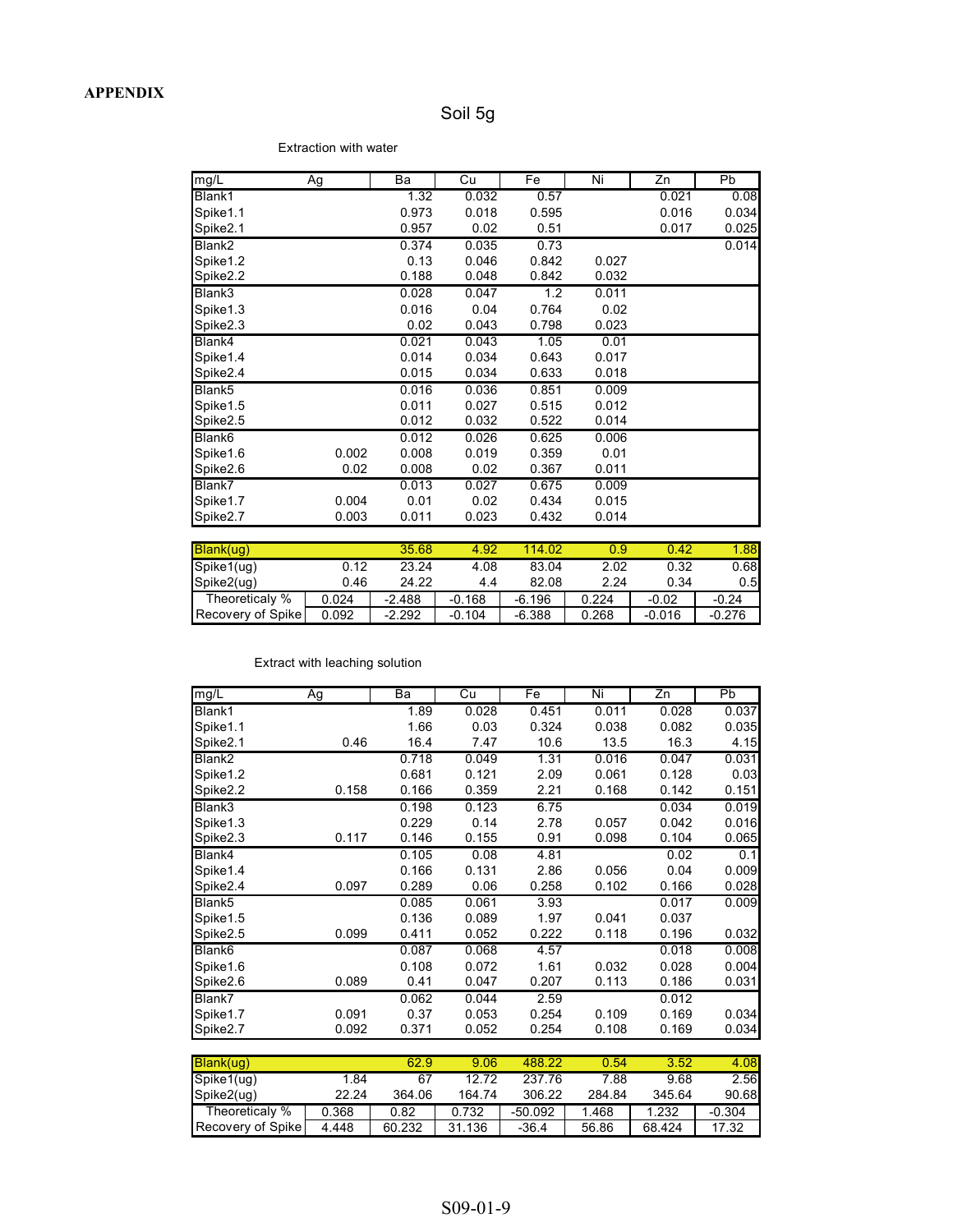**APPENDIX**

# Soil 5g

Extraction with water

| mg/L | Ag | Ba | Cu | Fe | Ni | Zn | Pb |
|---|---|---|---|---|---|---|---|
| Blank1 | | 1.32 | 0.032 | 0.57 | | 0.021 | 0.08 |
| Spike1.1 | | 0.973 | 0.018 | 0.595 | | 0.016 | 0.034 |
| Spike2.1 | | 0.957 | 0.02 | 0.51 | | 0.017 | 0.025 |
| Blank2 | | 0.374 | 0.035 | 0.73 | | | 0.014 |
| Spike1.2 | | 0.13 | 0.046 | 0.842 | 0.027 | | |
| Spike2.2 | | 0.188 | 0.048 | 0.842 | 0.032 | | |
| Blank3 | | 0.028 | 0.047 | 1.2 | 0.011 | | |
| Spike1.3 | | 0.016 | 0.04 | 0.764 | 0.02 | | |
| Spike2.3 | | 0.02 | 0.043 | 0.798 | 0.023 | | |
| Blank4 | | 0.021 | 0.043 | 1.05 | 0.01 | | |
| Spike1.4 | | 0.014 | 0.034 | 0.643 | 0.017 | | |
| Spike2.4 | | 0.015 | 0.034 | 0.633 | 0.018 | | |
| Blank5 | | 0.016 | 0.036 | 0.851 | 0.009 | | |
| Spike1.5 | | 0.011 | 0.027 | 0.515 | 0.012 | | |
| Spike2.5 | | 0.012 | 0.032 | 0.522 | 0.014 | | |
| Blank6 | | 0.012 | 0.026 | 0.625 | 0.006 | | |
| Spike1.6 | 0.002 | 0.008 | 0.019 | 0.359 | 0.01 | | |
| Spike2.6 | 0.02 | 0.008 | 0.02 | 0.367 | 0.011 | | |
| Blank7 | | 0.013 | 0.027 | 0.675 | 0.009 | | |
| Spike1.7 | 0.004 | 0.01 | 0.02 | 0.434 | 0.015 | | |
| Spike2.7 | 0.003 | 0.011 | 0.023 | 0.432 | 0.014 | | |

| | | | | | | | |
|---|---|---|---|---|---|---|---|
| Blank(ug) | | 35.68 | 4.92 | 114.02 | 0.9 | 0.42 | 1.88 |
| Spike1(ug) | 0.12 | 23.24 | 4.08 | 83.04 | 2.02 | 0.32 | 0.68 |
| Spike2(ug) | 0.46 | 24.22 | 4.4 | 82.08 | 2.24 | 0.34 | 0.5 |
| Theoreticaly % | 0.024 | -2.488 | -0.168 | -6.196 | 0.224 | -0.02 | -0.24 |
| Recovery of Spike | 0.092 | -2.292 | -0.104 | -6.388 | 0.268 | -0.016 | -0.276 |

Extract with leaching solution

| mg/L | Ag | Ba | Cu | Fe | Ni | Zn | Pb |
|---|---|---|---|---|---|---|---|
| Blank1 | | 1.89 | 0.028 | 0.451 | 0.011 | 0.028 | 0.037 |
| Spike1.1 | | 1.66 | 0.03 | 0.324 | 0.038 | 0.082 | 0.035 |
| Spike2.1 | 0.46 | 16.4 | 7.47 | 10.6 | 13.5 | 16.3 | 4.15 |
| Blank2 | | 0.718 | 0.049 | 1.31 | 0.016 | 0.047 | 0.031 |
| Spike1.2 | | 0.681 | 0.121 | 2.09 | 0.061 | 0.128 | 0.03 |
| Spike2.2 | 0.158 | 0.166 | 0.359 | 2.21 | 0.168 | 0.142 | 0.151 |
| Blank3 | | 0.198 | 0.123 | 6.75 | | 0.034 | 0.019 |
| Spike1.3 | | 0.229 | 0.14 | 2.78 | 0.057 | 0.042 | 0.016 |
| Spike2.3 | 0.117 | 0.146 | 0.155 | 0.91 | 0.098 | 0.104 | 0.065 |
| Blank4 | | 0.105 | 0.08 | 4.81 | | 0.02 | 0.1 |
| Spike1.4 | | 0.166 | 0.131 | 2.86 | 0.056 | 0.04 | 0.009 |
| Spike2.4 | 0.097 | 0.289 | 0.06 | 0.258 | 0.102 | 0.166 | 0.028 |
| Blank5 | | 0.085 | 0.061 | 3.93 | | 0.017 | 0.009 |
| Spike1.5 | | 0.136 | 0.089 | 1.97 | 0.041 | 0.037 | |
| Spike2.5 | 0.099 | 0.411 | 0.052 | 0.222 | 0.118 | 0.196 | 0.032 |
| Blank6 | | 0.087 | 0.068 | 4.57 | | 0.018 | 0.008 |
| Spike1.6 | | 0.108 | 0.072 | 1.61 | 0.032 | 0.028 | 0.004 |
| Spike2.6 | 0.089 | 0.41 | 0.047 | 0.207 | 0.113 | 0.186 | 0.031 |
| Blank7 | | 0.062 | 0.044 | 2.59 | | 0.012 | |
| Spike1.7 | 0.091 | 0.37 | 0.053 | 0.254 | 0.109 | 0.169 | 0.034 |
| Spike2.7 | 0.092 | 0.371 | 0.052 | 0.254 | 0.108 | 0.169 | 0.034 |

| | | | | | | | |
|---|---|---|---|---|---|---|---|
| Blank(ug) | | 62.9 | 9.06 | 488.22 | 0.54 | 3.52 | 4.08 |
| Spike1(ug) | 1.84 | 67 | 12.72 | 237.76 | 7.88 | 9.68 | 2.56 |
| Spike2(ug) | 22.24 | 364.06 | 164.74 | 306.22 | 284.84 | 345.64 | 90.68 |
| Theoreticaly % | 0.368 | 0.82 | 0.732 | -50.092 | 1.468 | 1.232 | -0.304 |
| Recovery of Spike | 4.448 | 60.232 | 31.136 | -36.4 | 56.86 | 68.424 | 17.32 |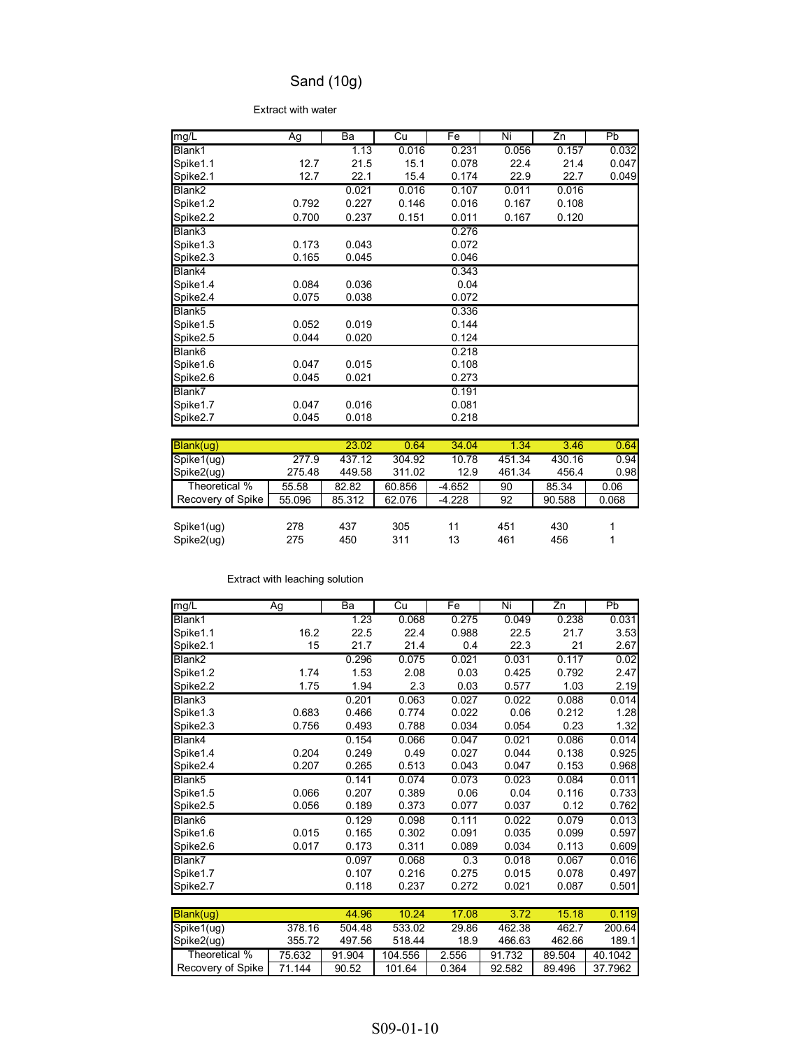# Sand (10g)

Extract with water

| mg/L | Ag | Ba | Cu | Fe | Ni | Zn | Pb |
|---|---|---|---|---|---|---|---|
| Blank1 | | 1.13 | 0.016 | 0.231 | 0.056 | 0.157 | 0.032 |
| Spike1.1 | 12.7 | 21.5 | 15.1 | 0.078 | 22.4 | 21.4 | 0.047 |
| Spike2.1 | 12.7 | 22.1 | 15.4 | 0.174 | 22.9 | 22.7 | 0.049 |
| Blank2 | | 0.021 | 0.016 | 0.107 | 0.011 | 0.016 | |
| Spike1.2 | 0.792 | 0.227 | 0.146 | 0.016 | 0.167 | 0.108 | |
| Spike2.2 | 0.700 | 0.237 | 0.151 | 0.011 | 0.167 | 0.120 | |
| Blank3 | | | | 0.276 | | | |
| Spike1.3 | 0.173 | 0.043 | | 0.072 | | | |
| Spike2.3 | 0.165 | 0.045 | | 0.046 | | | |
| Blank4 | | | | 0.343 | | | |
| Spike1.4 | 0.084 | 0.036 | | 0.04 | | | |
| Spike2.4 | 0.075 | 0.038 | | 0.072 | | | |
| Blank5 | | | | 0.336 | | | |
| Spike1.5 | 0.052 | 0.019 | | 0.144 | | | |
| Spike2.5 | 0.044 | 0.020 | | 0.124 | | | |
| Blank6 | | | | 0.218 | | | |
| Spike1.6 | 0.047 | 0.015 | | 0.108 | | | |
| Spike2.6 | 0.045 | 0.021 | | 0.273 | | | |
| Blank7 | | | | 0.191 | | | |
| Spike1.7 | 0.047 | 0.016 | | 0.081 | | | |
| Spike2.7 | 0.045 | 0.018 | | 0.218 | | | |

| | Ag | Ba | Cu | Fe | Ni | Zn | Pb |
|---|---|---|---|---|---|---|---|
| Blank(ug) | | 23.02 | 0.64 | 34.04 | 1.34 | 3.46 | 0.64 |
| Spike1(ug) | 277.9 | 437.12 | 304.92 | 10.78 | 451.34 | 430.16 | 0.94 |
| Spike2(ug) | 275.48 | 449.58 | 311.02 | 12.9 | 461.34 | 456.4 | 0.98 |
| Theoretical % | 55.58 | 82.82 | 60.856 | -4.652 | 90 | 85.34 | 0.06 |
| Recovery of Spike | 55.096 | 85.312 | 62.076 | -4.228 | 92 | 90.588 | 0.068 |

| | Ag | Ba | Cu | Fe | Ni | Zn | Pb |
|---|---|---|---|---|---|---|---|
| Spike1(ug) | 278 | 437 | 305 | 11 | 451 | 430 | 1 |
| Spike2(ug) | 275 | 450 | 311 | 13 | 461 | 456 | 1 |

Extract with leaching solution

| mg/L | Ag | Ba | Cu | Fe | Ni | Zn | Pb |
|---|---|---|---|---|---|---|---|
| Blank1 | | 1.23 | 0.068 | 0.275 | 0.049 | 0.238 | 0.031 |
| Spike1.1 | 16.2 | 22.5 | 22.4 | 0.988 | 22.5 | 21.7 | 3.53 |
| Spike2.1 | 15 | 21.7 | 21.4 | 0.4 | 22.3 | 21 | 2.67 |
| Blank2 | | 0.296 | 0.075 | 0.021 | 0.031 | 0.117 | 0.02 |
| Spike1.2 | 1.74 | 1.53 | 2.08 | 0.03 | 0.425 | 0.792 | 2.47 |
| Spike2.2 | 1.75 | 1.94 | 2.3 | 0.03 | 0.577 | 1.03 | 2.19 |
| Blank3 | | 0.201 | 0.063 | 0.027 | 0.022 | 0.088 | 0.014 |
| Spike1.3 | 0.683 | 0.466 | 0.774 | 0.022 | 0.06 | 0.212 | 1.28 |
| Spike2.3 | 0.756 | 0.493 | 0.788 | 0.034 | 0.054 | 0.23 | 1.32 |
| Blank4 | | 0.154 | 0.066 | 0.047 | 0.021 | 0.086 | 0.014 |
| Spike1.4 | 0.204 | 0.249 | 0.49 | 0.027 | 0.044 | 0.138 | 0.925 |
| Spike2.4 | 0.207 | 0.265 | 0.513 | 0.043 | 0.047 | 0.153 | 0.968 |
| Blank5 | | 0.141 | 0.074 | 0.073 | 0.023 | 0.084 | 0.011 |
| Spike1.5 | 0.066 | 0.207 | 0.389 | 0.06 | 0.04 | 0.116 | 0.733 |
| Spike2.5 | 0.056 | 0.189 | 0.373 | 0.077 | 0.037 | 0.12 | 0.762 |
| Blank6 | | 0.129 | 0.098 | 0.111 | 0.022 | 0.079 | 0.013 |
| Spike1.6 | 0.015 | 0.165 | 0.302 | 0.091 | 0.035 | 0.099 | 0.597 |
| Spike2.6 | 0.017 | 0.173 | 0.311 | 0.089 | 0.034 | 0.113 | 0.609 |
| Blank7 | | 0.097 | 0.068 | 0.3 | 0.018 | 0.067 | 0.016 |
| Spike1.7 | | 0.107 | 0.216 | 0.275 | 0.015 | 0.078 | 0.497 |
| Spike2.7 | | 0.118 | 0.237 | 0.272 | 0.021 | 0.087 | 0.501 |

| | Ag | Ba | Cu | Fe | Ni | Zn | Pb |
|---|---|---|---|---|---|---|---|
| Blank(ug) | | 44.96 | 10.24 | 17.08 | 3.72 | 15.18 | 0.119 |
| Spike1(ug) | 378.16 | 504.48 | 533.02 | 29.86 | 462.38 | 462.7 | 200.64 |
| Spike2(ug) | 355.72 | 497.56 | 518.44 | 18.9 | 466.63 | 462.66 | 189.1 |
| Theoretical % | 75.632 | 91.904 | 104.556 | 2.556 | 91.732 | 89.504 | 40.1042 |
| Recovery of Spike | 71.144 | 90.52 | 101.64 | 0.364 | 92.582 | 89.496 | 37.7962 |

S09-01-10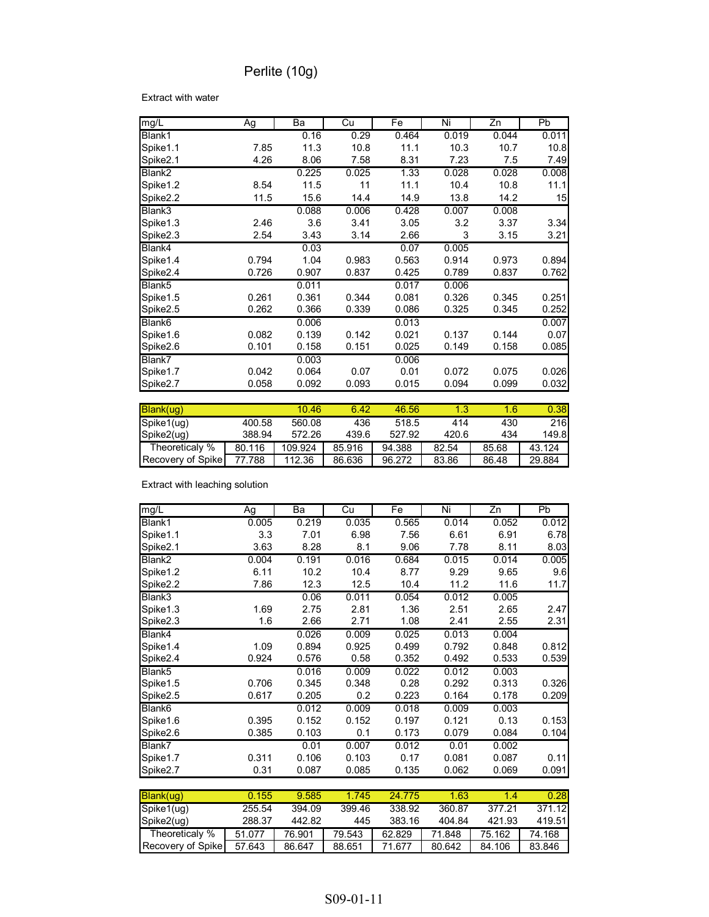# Perlite (10g)

Extract with water

| mg/L | Ag | Ba | Cu | Fe | Ni | Zn | Pb |
|---|---|---|---|---|---|---|---|
| Blank1 | | 0.16 | 0.29 | 0.464 | 0.019 | 0.044 | 0.011 |
| Spike1.1 | 7.85 | 11.3 | 10.8 | 11.1 | 10.3 | 10.7 | 10.8 |
| Spike2.1 | 4.26 | 8.06 | 7.58 | 8.31 | 7.23 | 7.5 | 7.49 |
| Blank2 | | 0.225 | 0.025 | 1.33 | 0.028 | 0.028 | 0.008 |
| Spike1.2 | 8.54 | 11.5 | 11 | 11.1 | 10.4 | 10.8 | 11.1 |
| Spike2.2 | 11.5 | 15.6 | 14.4 | 14.9 | 13.8 | 14.2 | 15 |
| Blank3 | | 0.088 | 0.006 | 0.428 | 0.007 | 0.008 | |
| Spike1.3 | 2.46 | 3.6 | 3.41 | 3.05 | 3.2 | 3.37 | 3.34 |
| Spike2.3 | 2.54 | 3.43 | 3.14 | 2.66 | 3 | 3.15 | 3.21 |
| Blank4 | | 0.03 | | 0.07 | 0.005 | | |
| Spike1.4 | 0.794 | 1.04 | 0.983 | 0.563 | 0.914 | 0.973 | 0.894 |
| Spike2.4 | 0.726 | 0.907 | 0.837 | 0.425 | 0.789 | 0.837 | 0.762 |
| Blank5 | | 0.011 | | 0.017 | 0.006 | | |
| Spike1.5 | 0.261 | 0.361 | 0.344 | 0.081 | 0.326 | 0.345 | 0.251 |
| Spike2.5 | 0.262 | 0.366 | 0.339 | 0.086 | 0.325 | 0.345 | 0.252 |
| Blank6 | | 0.006 | | 0.013 | | | 0.007 |
| Spike1.6 | 0.082 | 0.139 | 0.142 | 0.021 | 0.137 | 0.144 | 0.07 |
| Spike2.6 | 0.101 | 0.158 | 0.151 | 0.025 | 0.149 | 0.158 | 0.085 |
| Blank7 | | 0.003 | | 0.006 | | | |
| Spike1.7 | 0.042 | 0.064 | 0.07 | 0.01 | 0.072 | 0.075 | 0.026 |
| Spike2.7 | 0.058 | 0.092 | 0.093 | 0.015 | 0.094 | 0.099 | 0.032 |

| | | | | | | | |
|---|---|---|---|---|---|---|---|
| Blank(ug) | | 10.46 | 6.42 | 46.56 | 1.3 | 1.6 | 0.38 |
| Spike1(ug) | 400.58 | 560.08 | 436 | 518.5 | 414 | 430 | 216 |
| Spike2(ug) | 388.94 | 572.26 | 439.6 | 527.92 | 420.6 | 434 | 149.8 |
| Theoreticaly % | 80.116 | 109.924 | 85.916 | 94.388 | 82.54 | 85.68 | 43.124 |
| Recovery of Spike | 77.788 | 112.36 | 86.636 | 96.272 | 83.86 | 86.48 | 29.884 |

Extract with leaching solution

| mg/L | Ag | Ba | Cu | Fe | Ni | Zn | Pb |
|---|---|---|---|---|---|---|---|
| Blank1 | 0.005 | 0.219 | 0.035 | 0.565 | 0.014 | 0.052 | 0.012 |
| Spike1.1 | 3.3 | 7.01 | 6.98 | 7.56 | 6.61 | 6.91 | 6.78 |
| Spike2.1 | 3.63 | 8.28 | 8.1 | 9.06 | 7.78 | 8.11 | 8.03 |
| Blank2 | 0.004 | 0.191 | 0.016 | 0.684 | 0.015 | 0.014 | 0.005 |
| Spike1.2 | 6.11 | 10.2 | 10.4 | 8.77 | 9.29 | 9.65 | 9.6 |
| Spike2.2 | 7.86 | 12.3 | 12.5 | 10.4 | 11.2 | 11.6 | 11.7 |
| Blank3 | | 0.06 | 0.011 | 0.054 | 0.012 | 0.005 | |
| Spike1.3 | 1.69 | 2.75 | 2.81 | 1.36 | 2.51 | 2.65 | 2.47 |
| Spike2.3 | 1.6 | 2.66 | 2.71 | 1.08 | 2.41 | 2.55 | 2.31 |
| Blank4 | | 0.026 | 0.009 | 0.025 | 0.013 | 0.004 | |
| Spike1.4 | 1.09 | 0.894 | 0.925 | 0.499 | 0.792 | 0.848 | 0.812 |
| Spike2.4 | 0.924 | 0.576 | 0.58 | 0.352 | 0.492 | 0.533 | 0.539 |
| Blank5 | | 0.016 | 0.009 | 0.022 | 0.012 | 0.003 | |
| Spike1.5 | 0.706 | 0.345 | 0.348 | 0.28 | 0.292 | 0.313 | 0.326 |
| Spike2.5 | 0.617 | 0.205 | 0.2 | 0.223 | 0.164 | 0.178 | 0.209 |
| Blank6 | | 0.012 | 0.009 | 0.018 | 0.009 | 0.003 | |
| Spike1.6 | 0.395 | 0.152 | 0.152 | 0.197 | 0.121 | 0.13 | 0.153 |
| Spike2.6 | 0.385 | 0.103 | 0.1 | 0.173 | 0.079 | 0.084 | 0.104 |
| Blank7 | | 0.01 | 0.007 | 0.012 | 0.01 | 0.002 | |
| Spike1.7 | 0.311 | 0.106 | 0.103 | 0.17 | 0.081 | 0.087 | 0.11 |
| Spike2.7 | 0.31 | 0.087 | 0.085 | 0.135 | 0.062 | 0.069 | 0.091 |

| | | | | | | | |
|---|---|---|---|---|---|---|---|
| Blank(ug) | 0.155 | 9.585 | 1.745 | 24.775 | 1.63 | 1.4 | 0.28 |
| Spike1(ug) | 255.54 | 394.09 | 399.46 | 338.92 | 360.87 | 377.21 | 371.12 |
| Spike2(ug) | 288.37 | 442.82 | 445 | 383.16 | 404.84 | 421.93 | 419.51 |
| Theoreticaly % | 51.077 | 76.901 | 79.543 | 62.829 | 71.848 | 75.162 | 74.168 |
| Recovery of Spike | 57.643 | 86.647 | 88.651 | 71.677 | 80.642 | 84.106 | 83.846 |

S09-01-11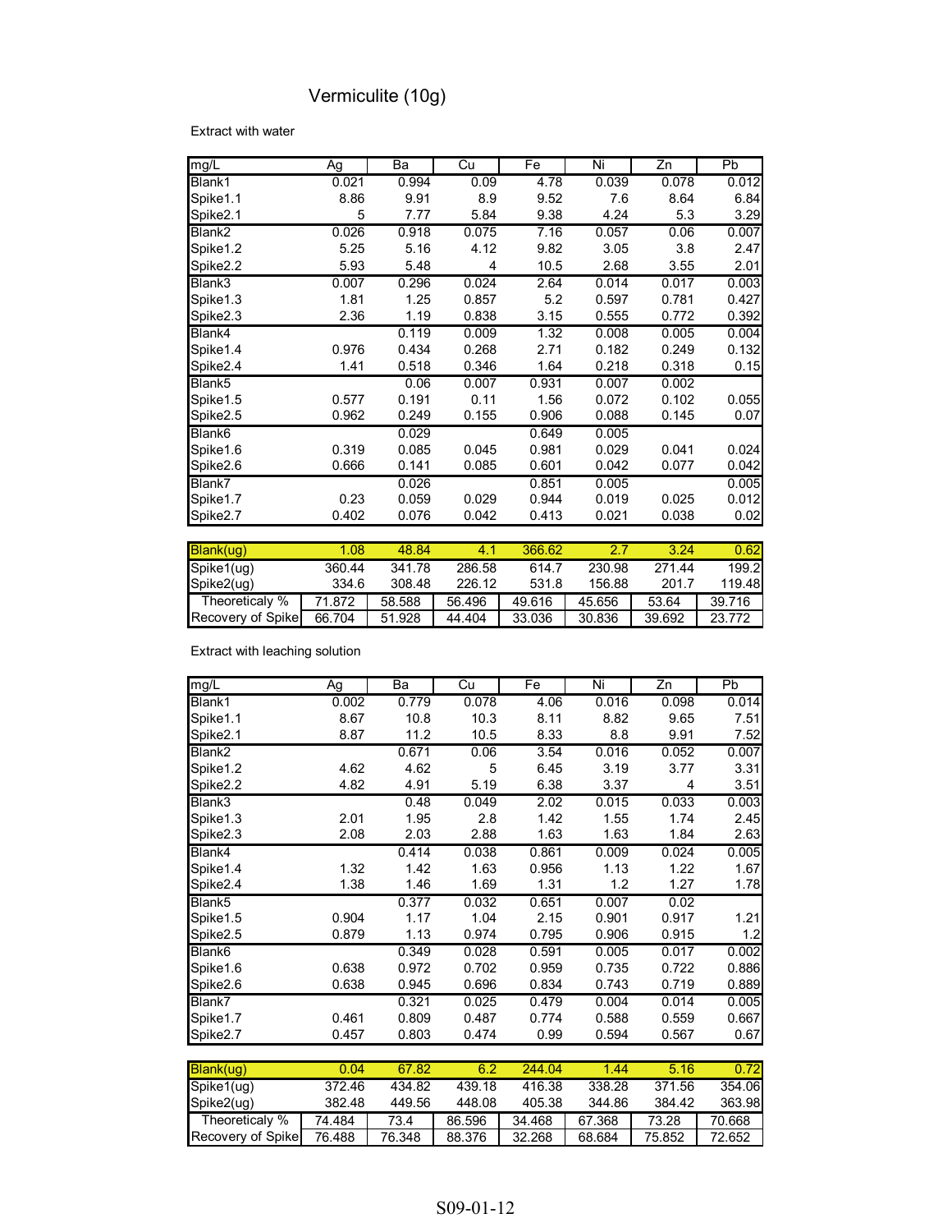# Vermiculite (10g)

Extract with water

| mg/L | Ag | Ba | Cu | Fe | Ni | Zn | Pb |
|---|---|---|---|---|---|---|---|
| Blank1 | 0.021 | 0.994 | 0.09 | 4.78 | 0.039 | 0.078 | 0.012 |
| Spike1.1 | 8.86 | 9.91 | 8.9 | 9.52 | 7.6 | 8.64 | 6.84 |
| Spike2.1 | 5 | 7.77 | 5.84 | 9.38 | 4.24 | 5.3 | 3.29 |
| Blank2 | 0.026 | 0.918 | 0.075 | 7.16 | 0.057 | 0.06 | 0.007 |
| Spike1.2 | 5.25 | 5.16 | 4.12 | 9.82 | 3.05 | 3.8 | 2.47 |
| Spike2.2 | 5.93 | 5.48 | 4 | 10.5 | 2.68 | 3.55 | 2.01 |
| Blank3 | 0.007 | 0.296 | 0.024 | 2.64 | 0.014 | 0.017 | 0.003 |
| Spike1.3 | 1.81 | 1.25 | 0.857 | 5.2 | 0.597 | 0.781 | 0.427 |
| Spike2.3 | 2.36 | 1.19 | 0.838 | 3.15 | 0.555 | 0.772 | 0.392 |
| Blank4 | | 0.119 | 0.009 | 1.32 | 0.008 | 0.005 | 0.004 |
| Spike1.4 | 0.976 | 0.434 | 0.268 | 2.71 | 0.182 | 0.249 | 0.132 |
| Spike2.4 | 1.41 | 0.518 | 0.346 | 1.64 | 0.218 | 0.318 | 0.15 |
| Blank5 | | 0.06 | 0.007 | 0.931 | 0.007 | 0.002 | |
| Spike1.5 | 0.577 | 0.191 | 0.11 | 1.56 | 0.072 | 0.102 | 0.055 |
| Spike2.5 | 0.962 | 0.249 | 0.155 | 0.906 | 0.088 | 0.145 | 0.07 |
| Blank6 | | 0.029 | | 0.649 | 0.005 | | |
| Spike1.6 | 0.319 | 0.085 | 0.045 | 0.981 | 0.029 | 0.041 | 0.024 |
| Spike2.6 | 0.666 | 0.141 | 0.085 | 0.601 | 0.042 | 0.077 | 0.042 |
| Blank7 | | 0.026 | | 0.851 | 0.005 | | 0.005 |
| Spike1.7 | 0.23 | 0.059 | 0.029 | 0.944 | 0.019 | 0.025 | 0.012 |
| Spike2.7 | 0.402 | 0.076 | 0.042 | 0.413 | 0.021 | 0.038 | 0.02 |

| | Ag | Ba | Cu | Fe | Ni | Zn | Pb |
|---|---|---|---|---|---|---|---|
| Blank(ug) | 1.08 | 48.84 | 4.1 | 366.62 | 2.7 | 3.24 | 0.62 |
| Spike1(ug) | 360.44 | 341.78 | 286.58 | 614.7 | 230.98 | 271.44 | 199.2 |
| Spike2(ug) | 334.6 | 308.48 | 226.12 | 531.8 | 156.88 | 201.7 | 119.48 |
| Theoreticaly % | 71.872 | 58.588 | 56.496 | 49.616 | 45.656 | 53.64 | 39.716 |
| Recovery of Spike | 66.704 | 51.928 | 44.404 | 33.036 | 30.836 | 39.692 | 23.772 |

Extract with leaching solution

| mg/L | Ag | Ba | Cu | Fe | Ni | Zn | Pb |
|---|---|---|---|---|---|---|---|
| Blank1 | 0.002 | 0.779 | 0.078 | 4.06 | 0.016 | 0.098 | 0.014 |
| Spike1.1 | 8.67 | 10.8 | 10.3 | 8.11 | 8.82 | 9.65 | 7.51 |
| Spike2.1 | 8.87 | 11.2 | 10.5 | 8.33 | 8.8 | 9.91 | 7.52 |
| Blank2 | | 0.671 | 0.06 | 3.54 | 0.016 | 0.052 | 0.007 |
| Spike1.2 | 4.62 | 4.62 | 5 | 6.45 | 3.19 | 3.77 | 3.31 |
| Spike2.2 | 4.82 | 4.91 | 5.19 | 6.38 | 3.37 | 4 | 3.51 |
| Blank3 | | 0.48 | 0.049 | 2.02 | 0.015 | 0.033 | 0.003 |
| Spike1.3 | 2.01 | 1.95 | 2.8 | 1.42 | 1.55 | 1.74 | 2.45 |
| Spike2.3 | 2.08 | 2.03 | 2.88 | 1.63 | 1.63 | 1.84 | 2.63 |
| Blank4 | | 0.414 | 0.038 | 0.861 | 0.009 | 0.024 | 0.005 |
| Spike1.4 | 1.32 | 1.42 | 1.63 | 0.956 | 1.13 | 1.22 | 1.67 |
| Spike2.4 | 1.38 | 1.46 | 1.69 | 1.31 | 1.2 | 1.27 | 1.78 |
| Blank5 | | 0.377 | 0.032 | 0.651 | 0.007 | 0.02 | |
| Spike1.5 | 0.904 | 1.17 | 1.04 | 2.15 | 0.901 | 0.917 | 1.21 |
| Spike2.5 | 0.879 | 1.13 | 0.974 | 0.795 | 0.906 | 0.915 | 1.2 |
| Blank6 | | 0.349 | 0.028 | 0.591 | 0.005 | 0.017 | 0.002 |
| Spike1.6 | 0.638 | 0.972 | 0.702 | 0.959 | 0.735 | 0.722 | 0.886 |
| Spike2.6 | 0.638 | 0.945 | 0.696 | 0.834 | 0.743 | 0.719 | 0.889 |
| Blank7 | | 0.321 | 0.025 | 0.479 | 0.004 | 0.014 | 0.005 |
| Spike1.7 | 0.461 | 0.809 | 0.487 | 0.774 | 0.588 | 0.559 | 0.667 |
| Spike2.7 | 0.457 | 0.803 | 0.474 | 0.99 | 0.594 | 0.567 | 0.67 |

| | Ag | Ba | Cu | Fe | Ni | Zn | Pb |
|---|---|---|---|---|---|---|---|
| Blank(ug) | 0.04 | 67.82 | 6.2 | 244.04 | 1.44 | 5.16 | 0.72 |
| Spike1(ug) | 372.46 | 434.82 | 439.18 | 416.38 | 338.28 | 371.56 | 354.06 |
| Spike2(ug) | 382.48 | 449.56 | 448.08 | 405.38 | 344.86 | 384.42 | 363.98 |
| Theoreticaly % | 74.484 | 73.4 | 86.596 | 34.468 | 67.368 | 73.28 | 70.668 |
| Recovery of Spike | 76.488 | 76.348 | 88.376 | 32.268 | 68.684 | 75.852 | 72.652 |

S09-01-12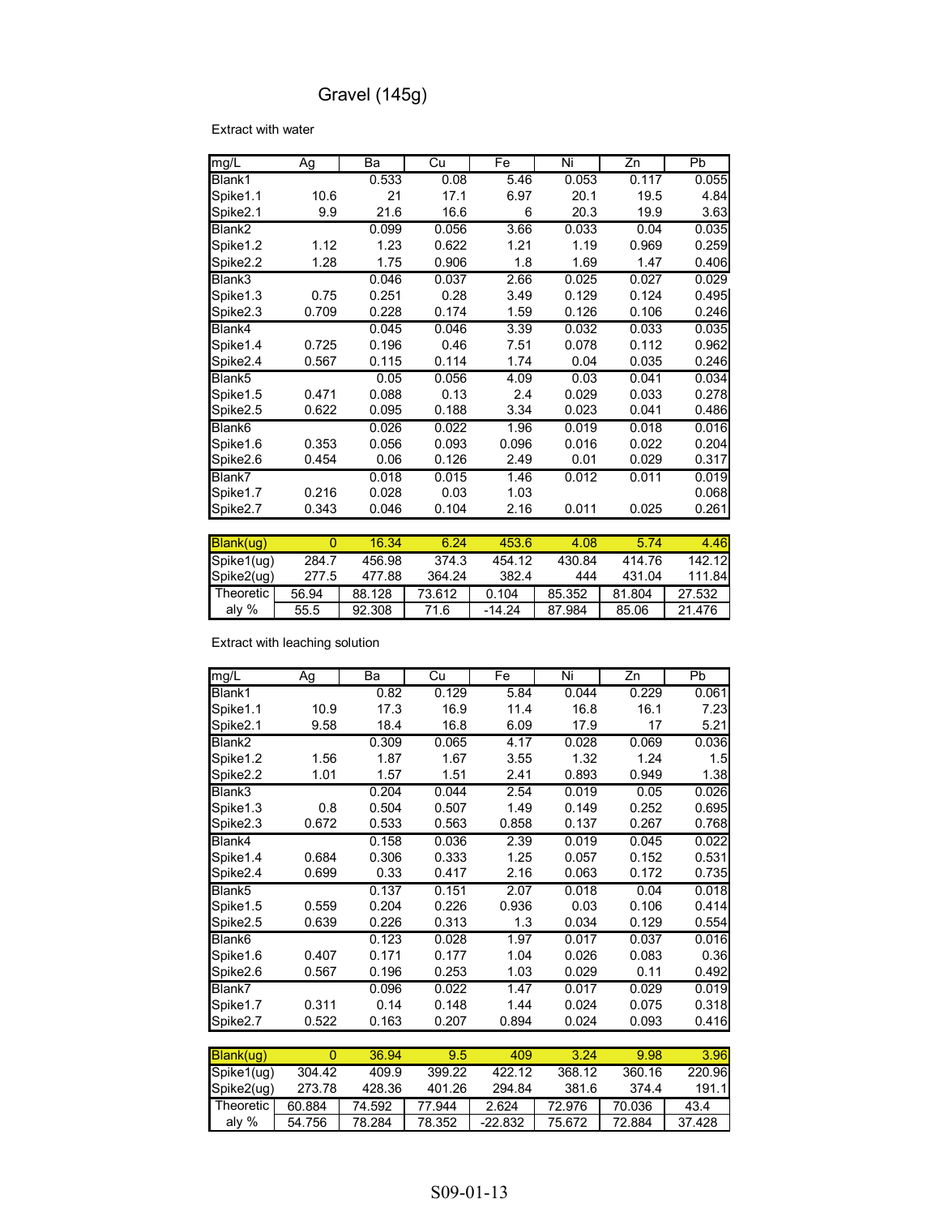# Gravel (145g)

Extract with water

| mg/L | Ag | Ba | Cu | Fe | Ni | Zn | Pb |
|---|---|---|---|---|---|---|---|
| Blank1 | | 0.533 | 0.08 | 5.46 | 0.053 | 0.117 | 0.055 |
| Spike1.1 | 10.6 | 21 | 17.1 | 6.97 | 20.1 | 19.5 | 4.84 |
| Spike2.1 | 9.9 | 21.6 | 16.6 | 6 | 20.3 | 19.9 | 3.63 |
| Blank2 | | 0.099 | 0.056 | 3.66 | 0.033 | 0.04 | 0.035 |
| Spike1.2 | 1.12 | 1.23 | 0.622 | 1.21 | 1.19 | 0.969 | 0.259 |
| Spike2.2 | 1.28 | 1.75 | 0.906 | 1.8 | 1.69 | 1.47 | 0.406 |
| Blank3 | | 0.046 | 0.037 | 2.66 | 0.025 | 0.027 | 0.029 |
| Spike1.3 | 0.75 | 0.251 | 0.28 | 3.49 | 0.129 | 0.124 | 0.495 |
| Spike2.3 | 0.709 | 0.228 | 0.174 | 1.59 | 0.126 | 0.106 | 0.246 |
| Blank4 | | 0.045 | 0.046 | 3.39 | 0.032 | 0.033 | 0.035 |
| Spike1.4 | 0.725 | 0.196 | 0.46 | 7.51 | 0.078 | 0.112 | 0.962 |
| Spike2.4 | 0.567 | 0.115 | 0.114 | 1.74 | 0.04 | 0.035 | 0.246 |
| Blank5 | | 0.05 | 0.056 | 4.09 | 0.03 | 0.041 | 0.034 |
| Spike1.5 | 0.471 | 0.088 | 0.13 | 2.4 | 0.029 | 0.033 | 0.278 |
| Spike2.5 | 0.622 | 0.095 | 0.188 | 3.34 | 0.023 | 0.041 | 0.486 |
| Blank6 | | 0.026 | 0.022 | 1.96 | 0.019 | 0.018 | 0.016 |
| Spike1.6 | 0.353 | 0.056 | 0.093 | 0.096 | 0.016 | 0.022 | 0.204 |
| Spike2.6 | 0.454 | 0.06 | 0.126 | 2.49 | 0.01 | 0.029 | 0.317 |
| Blank7 | | 0.018 | 0.015 | 1.46 | 0.012 | 0.011 | 0.019 |
| Spike1.7 | 0.216 | 0.028 | 0.03 | 1.03 | | | 0.068 |
| Spike2.7 | 0.343 | 0.046 | 0.104 | 2.16 | 0.011 | 0.025 | 0.261 |

| | Ag | Ba | Cu | Fe | Ni | Zn | Pb |
|---|---|---|---|---|---|---|---|
| Blank(ug) | 0 | 16.34 | 6.24 | 453.6 | 4.08 | 5.74 | 4.46 |
| Spike1(ug) | 284.7 | 456.98 | 374.3 | 454.12 | 430.84 | 414.76 | 142.12 |
| Spike2(ug) | 277.5 | 477.88 | 364.24 | 382.4 | 444 | 431.04 | 111.84 |
| Theoretic | 56.94 | 88.128 | 73.612 | 0.104 | 85.352 | 81.804 | 27.532 |
| aly % | 55.5 | 92.308 | 71.6 | -14.24 | 87.984 | 85.06 | 21.476 |

Extract with leaching solution

| mg/L | Ag | Ba | Cu | Fe | Ni | Zn | Pb |
|---|---|---|---|---|---|---|---|
| Blank1 | | 0.82 | 0.129 | 5.84 | 0.044 | 0.229 | 0.061 |
| Spike1.1 | 10.9 | 17.3 | 16.9 | 11.4 | 16.8 | 16.1 | 7.23 |
| Spike2.1 | 9.58 | 18.4 | 16.8 | 6.09 | 17.9 | 17 | 5.21 |
| Blank2 | | 0.309 | 0.065 | 4.17 | 0.028 | 0.069 | 0.036 |
| Spike1.2 | 1.56 | 1.87 | 1.67 | 3.55 | 1.32 | 1.24 | 1.5 |
| Spike2.2 | 1.01 | 1.57 | 1.51 | 2.41 | 0.893 | 0.949 | 1.38 |
| Blank3 | | 0.204 | 0.044 | 2.54 | 0.019 | 0.05 | 0.026 |
| Spike1.3 | 0.8 | 0.504 | 0.507 | 1.49 | 0.149 | 0.252 | 0.695 |
| Spike2.3 | 0.672 | 0.533 | 0.563 | 0.858 | 0.137 | 0.267 | 0.768 |
| Blank4 | | 0.158 | 0.036 | 2.39 | 0.019 | 0.045 | 0.022 |
| Spike1.4 | 0.684 | 0.306 | 0.333 | 1.25 | 0.057 | 0.152 | 0.531 |
| Spike2.4 | 0.699 | 0.33 | 0.417 | 2.16 | 0.063 | 0.172 | 0.735 |
| Blank5 | | 0.137 | 0.151 | 2.07 | 0.018 | 0.04 | 0.018 |
| Spike1.5 | 0.559 | 0.204 | 0.226 | 0.936 | 0.03 | 0.106 | 0.414 |
| Spike2.5 | 0.639 | 0.226 | 0.313 | 1.3 | 0.034 | 0.129 | 0.554 |
| Blank6 | | 0.123 | 0.028 | 1.97 | 0.017 | 0.037 | 0.016 |
| Spike1.6 | 0.407 | 0.171 | 0.177 | 1.04 | 0.026 | 0.083 | 0.36 |
| Spike2.6 | 0.567 | 0.196 | 0.253 | 1.03 | 0.029 | 0.11 | 0.492 |
| Blank7 | | 0.096 | 0.022 | 1.47 | 0.017 | 0.029 | 0.019 |
| Spike1.7 | 0.311 | 0.14 | 0.148 | 1.44 | 0.024 | 0.075 | 0.318 |
| Spike2.7 | 0.522 | 0.163 | 0.207 | 0.894 | 0.024 | 0.093 | 0.416 |

| | Ag | Ba | Cu | Fe | Ni | Zn | Pb |
|---|---|---|---|---|---|---|---|
| Blank(ug) | 0 | 36.94 | 9.5 | 409 | 3.24 | 9.98 | 3.96 |
| Spike1(ug) | 304.42 | 409.9 | 399.22 | 422.12 | 368.12 | 360.16 | 220.96 |
| Spike2(ug) | 273.78 | 428.36 | 401.26 | 294.84 | 381.6 | 374.4 | 191.1 |
| Theoretic | 60.884 | 74.592 | 77.944 | 2.624 | 72.976 | 70.036 | 43.4 |
| aly % | 54.756 | 78.284 | 78.352 | -22.832 | 75.672 | 72.884 | 37.428 |

S09-01-13